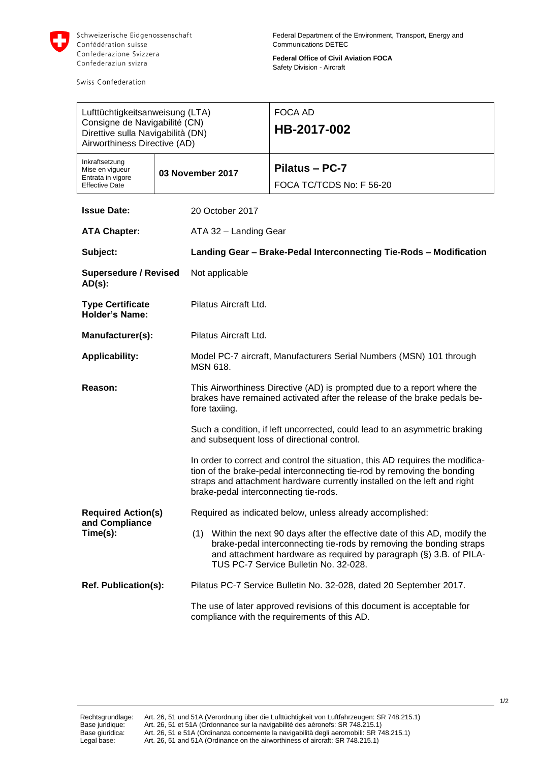Schweizerische Eidgenossenschaft
Confédération suisse
Confederazione Svizzera
Confederaziun svizra

Swiss Confederation

Federal Department of the Environment, Transport, Energy and Communications DETEC

**Federal Office of Civil Aviation FOCA**
Safety Division - Aircraft

| Lufttüchtigkeitsanweisung (LTA)<br>Consigne de Navigabilité (CN)<br>Direttive sulla Navigabilità (DN)<br>Airworthiness Directive (AD) | | FOCA AD<br>**HB-2017-002** |
|---|---|---|
| Inkraftsetzung<br>Mise en vigueur<br>Entrata in vigore<br>Effective Date | **03 November 2017** | **Pilatus – PC-7**<br>FOCA TC/TCDS No: F 56-20 |

**Issue Date:** 20 October 2017

**ATA Chapter:** ATA 32 – Landing Gear

**Subject:** **Landing Gear – Brake-Pedal Interconnecting Tie-Rods – Modification**

**Supersedure / Revised AD(s):** Not applicable

**Type Certificate Holder's Name:** Pilatus Aircraft Ltd.

**Manufacturer(s):** Pilatus Aircraft Ltd.

**Applicability:** Model PC-7 aircraft, Manufacturers Serial Numbers (MSN) 101 through MSN 618.

**Reason:**

This Airworthiness Directive (AD) is prompted due to a report where the brakes have remained activated after the release of the brake pedals before taxiing.

Such a condition, if left uncorrected, could lead to an asymmetric braking and subsequent loss of directional control.

In order to correct and control the situation, this AD requires the modification of the brake-pedal interconnecting tie-rod by removing the bonding straps and attachment hardware currently installed on the left and right brake-pedal interconnecting tie-rods.

**Required Action(s) and Compliance Time(s):**

Required as indicated below, unless already accomplished:

(1) Within the next 90 days after the effective date of this AD, modify the brake-pedal interconnecting tie-rods by removing the bonding straps and attachment hardware as required by paragraph (§) 3.B. of PILATUS PC-7 Service Bulletin No. 32-028.

**Ref. Publication(s):**

Pilatus PC-7 Service Bulletin No. 32-028, dated 20 September 2017.

The use of later approved revisions of this document is acceptable for compliance with the requirements of this AD.

Rechtsgrundlage: Art. 26, 51 und 51A (Verordnung über die Lufttüchtigkeit von Luftfahrzeugen: SR 748.215.1)
Base juridique: Art. 26, 51 et 51A (Ordonnance sur la navigabilité des aéronefs: SR 748.215.1)
Base giuridica: Art. 26, 51 e 51A (Ordinanza concernente la navigabilità degli aeromobili: SR 748.215.1)
Legal base: Art. 26, 51 and 51A (Ordinance on the airworthiness of aircraft: SR 748.215.1)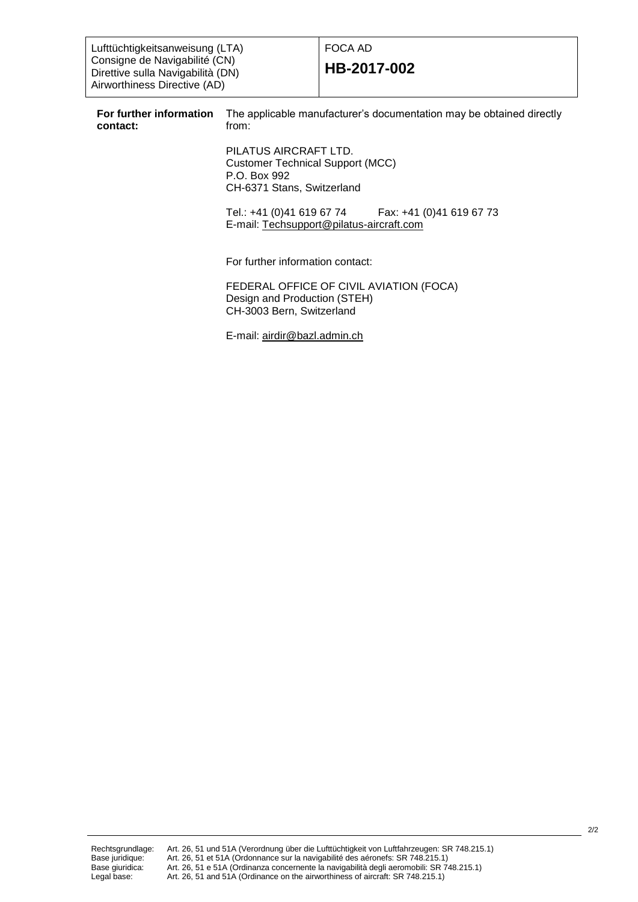| | |
|---|---|
| Lufttüchtigkeitsanweisung (LTA)<br>Consigne de Navigabilité (CN)<br>Direttive sulla Navigabilità (DN)<br>Airworthiness Directive (AD) | FOCA AD<br>**HB-2017-002** |

**For further information contact:**

The applicable manufacturer's documentation may be obtained directly from:

PILATUS AIRCRAFT LTD.
Customer Technical Support (MCC)
P.O. Box 992
CH-6371 Stans, Switzerland

Tel.: +41 (0)41 619 67 74 Fax: +41 (0)41 619 67 73
E-mail: Techsupport@pilatus-aircraft.com

For further information contact:

FEDERAL OFFICE OF CIVIL AVIATION (FOCA)
Design and Production (STEH)
CH-3003 Bern, Switzerland

E-mail: airdir@bazl.admin.ch

Rechtsgrundlage: Art. 26, 51 und 51A (Verordnung über die Lufttüchtigkeit von Luftfahrzeugen: SR 748.215.1)
Base juridique: Art. 26, 51 et 51A (Ordonnance sur la navigabilité des aéronefs: SR 748.215.1)
Base giuridica: Art. 26, 51 e 51A (Ordinanza concernente la navigabilità degli aeromobili: SR 748.215.1)
Legal base: Art. 26, 51 and 51A (Ordinance on the airworthiness of aircraft: SR 748.215.1)